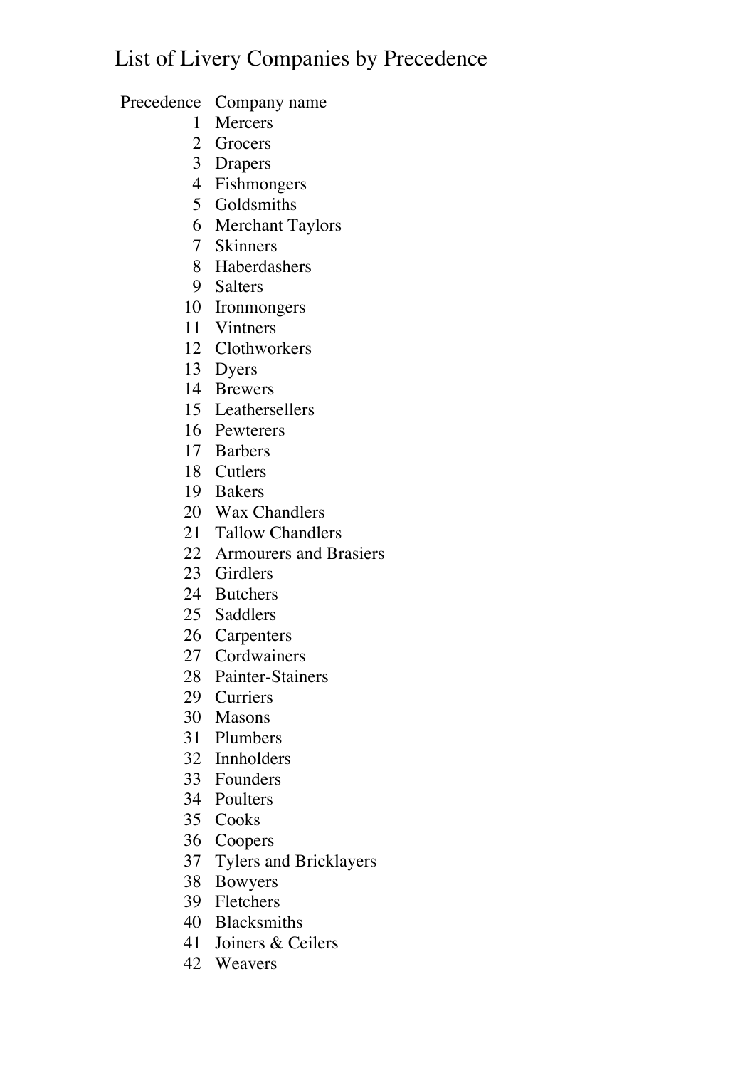# List of Livery Companies by Precedence

| Precedence | Company name |
|---|---|
| 1 | Mercers |
| 2 | Grocers |
| 3 | Drapers |
| 4 | Fishmongers |
| 5 | Goldsmiths |
| 6 | Merchant Taylors |
| 7 | Skinners |
| 8 | Haberdashers |
| 9 | Salters |
| 10 | Ironmongers |
| 11 | Vintners |
| 12 | Clothworkers |
| 13 | Dyers |
| 14 | Brewers |
| 15 | Leathersellers |
| 16 | Pewterers |
| 17 | Barbers |
| 18 | Cutlers |
| 19 | Bakers |
| 20 | Wax Chandlers |
| 21 | Tallow Chandlers |
| 22 | Armourers and Brasiers |
| 23 | Girdlers |
| 24 | Butchers |
| 25 | Saddlers |
| 26 | Carpenters |
| 27 | Cordwainers |
| 28 | Painter-Stainers |
| 29 | Curriers |
| 30 | Masons |
| 31 | Plumbers |
| 32 | Innholders |
| 33 | Founders |
| 34 | Poulters |
| 35 | Cooks |
| 36 | Coopers |
| 37 | Tylers and Bricklayers |
| 38 | Bowyers |
| 39 | Fletchers |
| 40 | Blacksmiths |
| 41 | Joiners & Ceilers |
| 42 | Weavers |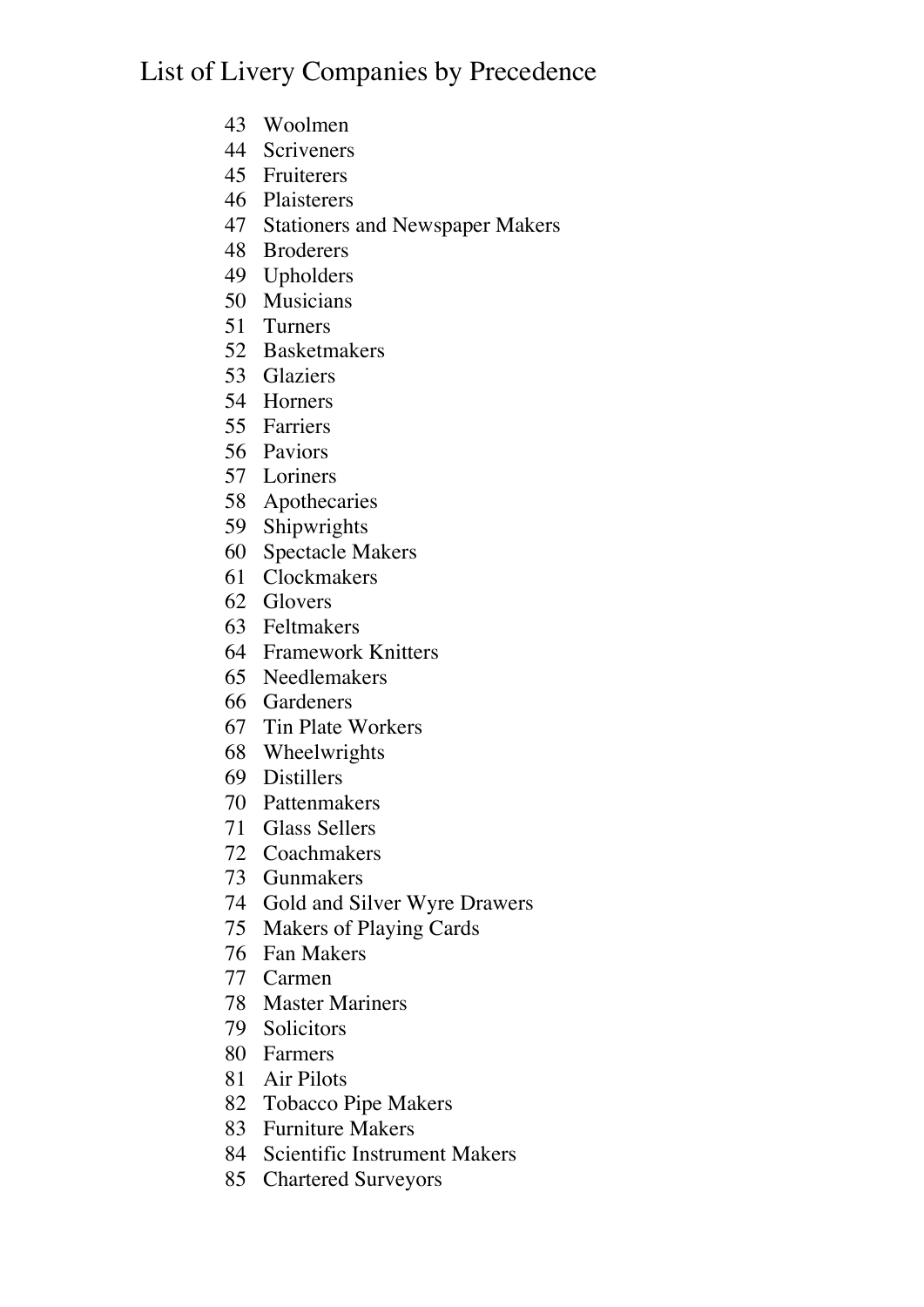# List of Livery Companies by Precedence

43 Woolmen
44 Scriveners
45 Fruiterers
46 Plaisterers
47 Stationers and Newspaper Makers
48 Broderers
49 Upholders
50 Musicians
51 Turners
52 Basketmakers
53 Glaziers
54 Horners
55 Farriers
56 Paviors
57 Loriners
58 Apothecaries
59 Shipwrights
60 Spectacle Makers
61 Clockmakers
62 Glovers
63 Feltmakers
64 Framework Knitters
65 Needlemakers
66 Gardeners
67 Tin Plate Workers
68 Wheelwrights
69 Distillers
70 Pattenmakers
71 Glass Sellers
72 Coachmakers
73 Gunmakers
74 Gold and Silver Wyre Drawers
75 Makers of Playing Cards
76 Fan Makers
77 Carmen
78 Master Mariners
79 Solicitors
80 Farmers
81 Air Pilots
82 Tobacco Pipe Makers
83 Furniture Makers
84 Scientific Instrument Makers
85 Chartered Surveyors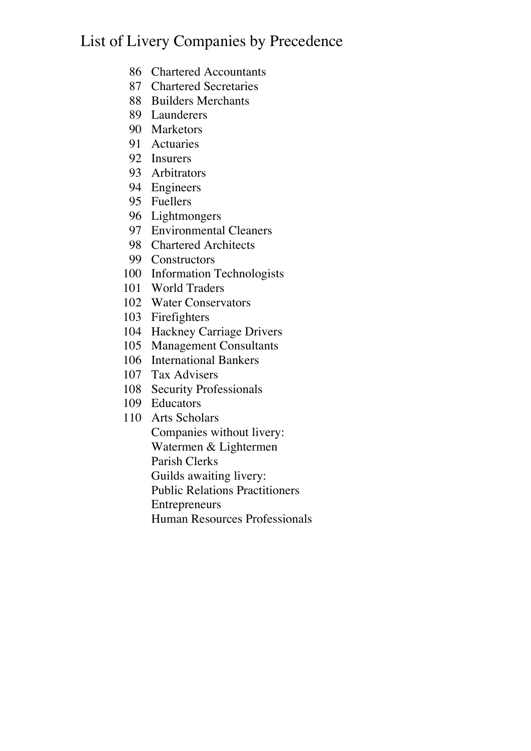# List of Livery Companies by Precedence

86 Chartered Accountants
87 Chartered Secretaries
88 Builders Merchants
89 Launderers
90 Marketors
91 Actuaries
92 Insurers
93 Arbitrators
94 Engineers
95 Fuellers
96 Lightmongers
97 Environmental Cleaners
98 Chartered Architects
99 Constructors
100 Information Technologists
101 World Traders
102 Water Conservators
103 Firefighters
104 Hackney Carriage Drivers
105 Management Consultants
106 International Bankers
107 Tax Advisers
108 Security Professionals
109 Educators
110 Arts Scholars

Companies without livery:
Watermen & Lightermen
Parish Clerks

Guilds awaiting livery:
Public Relations Practitioners
Entrepreneurs
Human Resources Professionals